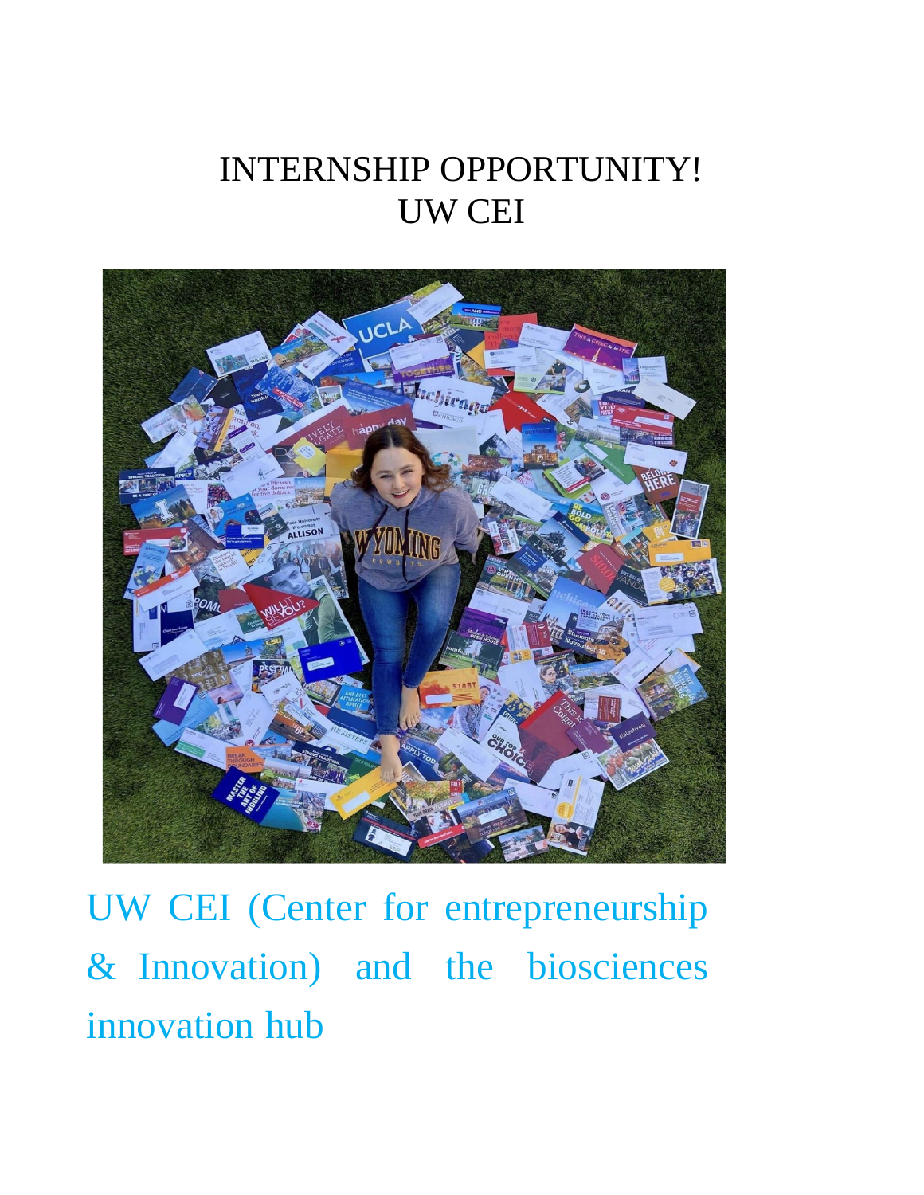# INTERNSHIP OPPORTUNITY!
# UW CEI

UW CEI (Center for entrepreneurship & Innovation) and the biosciences innovation hub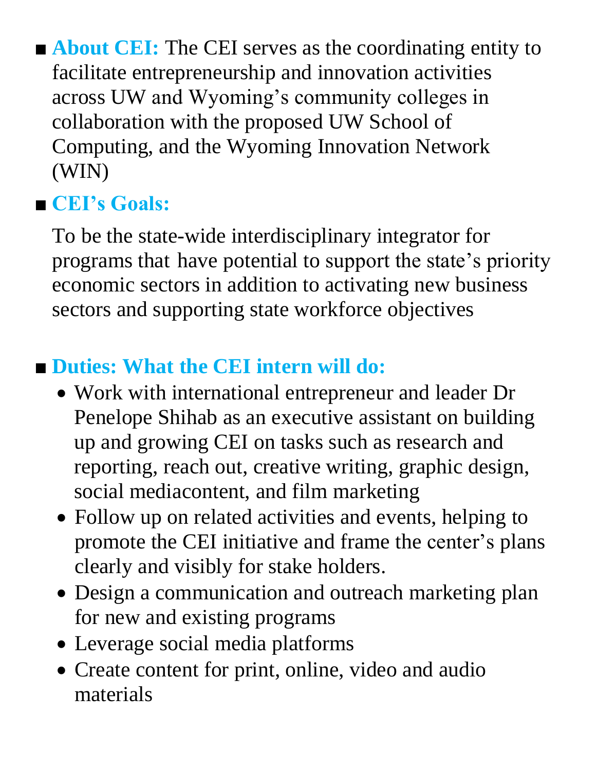- **About CEI:** The CEI serves as the coordinating entity to facilitate entrepreneurship and innovation activities across UW and Wyoming's community colleges in collaboration with the proposed UW School of Computing, and the Wyoming Innovation Network (WIN)
- **CEI's Goals:**

  To be the state-wide interdisciplinary integrator for programs that have potential to support the state's priority economic sectors in addition to activating new business sectors and supporting state workforce objectives

- **Duties: What the CEI intern will do:**
  - Work with international entrepreneur and leader Dr Penelope Shihab as an executive assistant on building up and growing CEI on tasks such as research and reporting, reach out, creative writing, graphic design, social mediacontent, and film marketing
  - Follow up on related activities and events, helping to promote the CEI initiative and frame the center's plans clearly and visibly for stake holders.
  - Design a communication and outreach marketing plan for new and existing programs
  - Leverage social media platforms
  - Create content for print, online, video and audio materials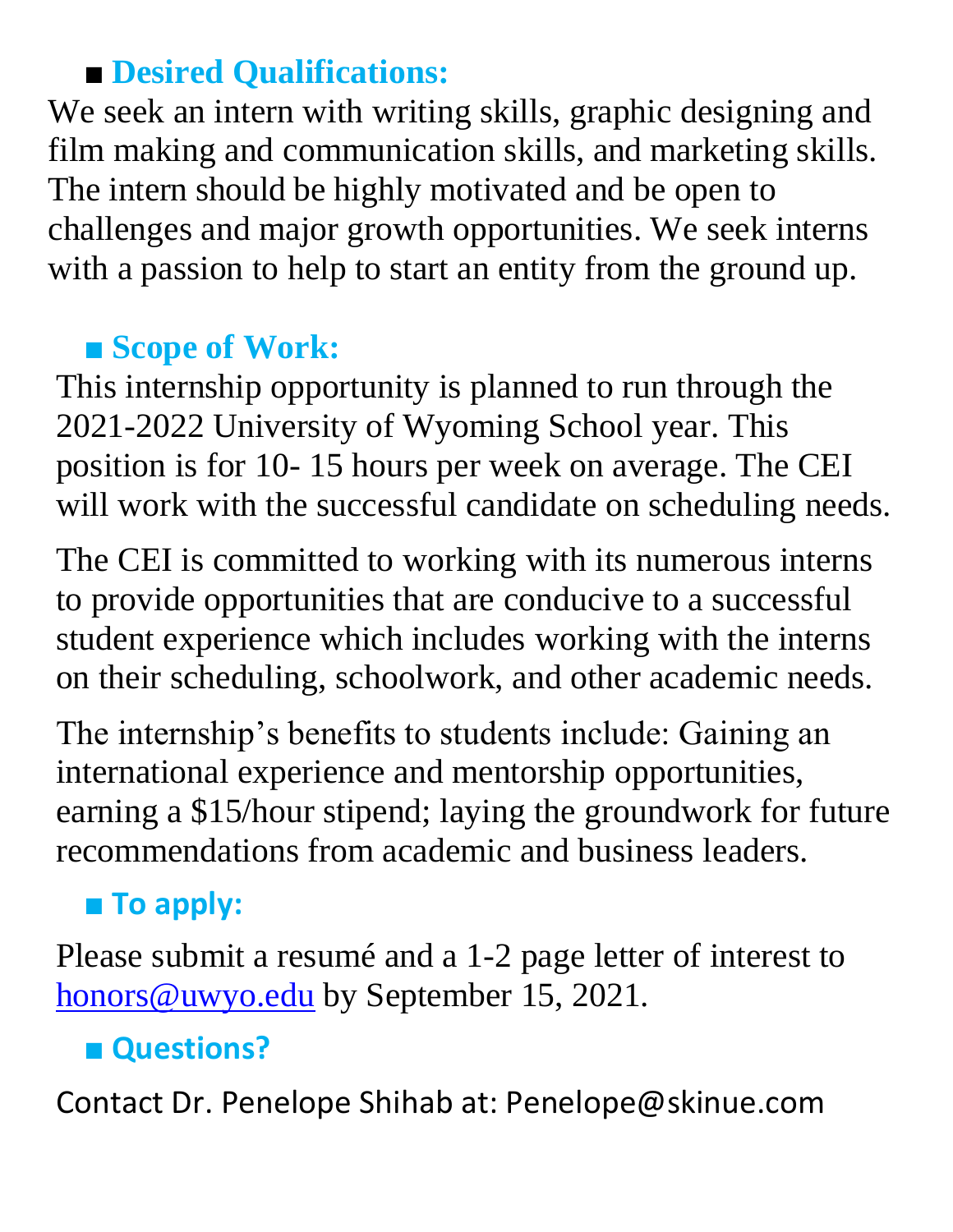## ■ Desired Qualifications:

We seek an intern with writing skills, graphic designing and film making and communication skills, and marketing skills. The intern should be highly motivated and be open to challenges and major growth opportunities. We seek interns with a passion to help to start an entity from the ground up.

## ■ Scope of Work:

This internship opportunity is planned to run through the 2021-2022 University of Wyoming School year. This position is for 10- 15 hours per week on average. The CEI will work with the successful candidate on scheduling needs.

The CEI is committed to working with its numerous interns to provide opportunities that are conducive to a successful student experience which includes working with the interns on their scheduling, schoolwork, and other academic needs.

The internship's benefits to students include: Gaining an international experience and mentorship opportunities, earning a $15/hour stipend; laying the groundwork for future recommendations from academic and business leaders.

## ■ To apply:

Please submit a resumé and a 1-2 page letter of interest to [honors@uwyo.edu](mailto:honors@uwyo.edu) by September 15, 2021.

## ■ Questions?

Contact Dr. Penelope Shihab at: Penelope@skinue.com